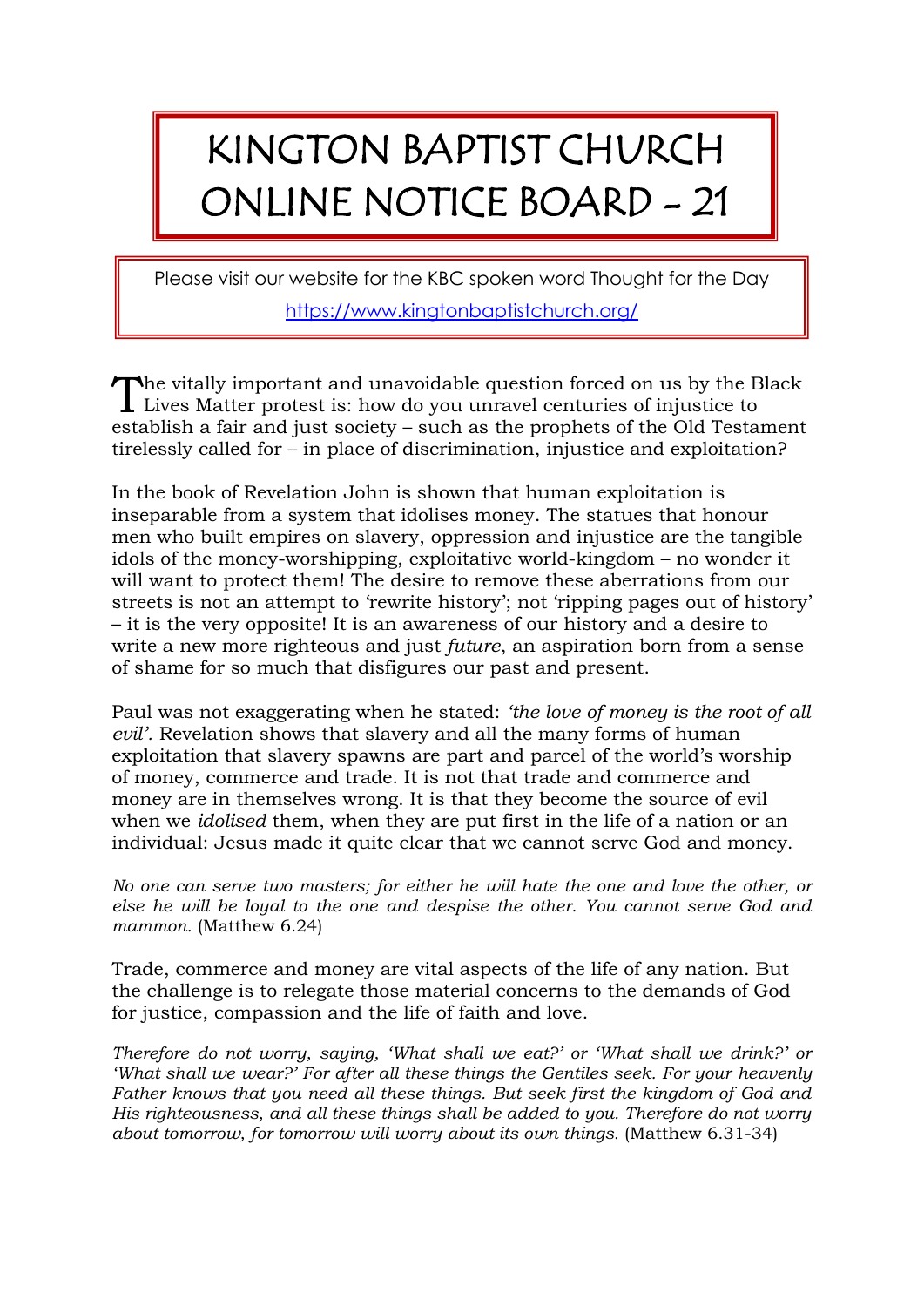# KINGTON BAPTIST CHURCH ONLINE NOTICE BOARD - 21

Please visit our website for the KBC spoken word Thought for the Day

https://www.kingtonbaptistchurch.org/

The vitally important and unavoidable question forced on us by the Black Lives Matter protest is: how do you unravel centuries of injustice to establish a fair and just society – such as the prophets of the Old Testament tirelessly called for – in place of discrimination, injustice and exploitation?

In the book of Revelation John is shown that human exploitation is inseparable from a system that idolises money. The statues that honour men who built empires on slavery, oppression and injustice are the tangible idols of the money-worshipping, exploitative world-kingdom – no wonder it will want to protect them! The desire to remove these aberrations from our streets is not an attempt to 'rewrite history'; not 'ripping pages out of history' – it is the very opposite! It is an awareness of our history and a desire to write a new more righteous and just *future*, an aspiration born from a sense of shame for so much that disfigures our past and present.

Paul was not exaggerating when he stated: *'the love of money is the root of all evil'*. Revelation shows that slavery and all the many forms of human exploitation that slavery spawns are part and parcel of the world's worship of money, commerce and trade. It is not that trade and commerce and money are in themselves wrong. It is that they become the source of evil when we *idolised* them, when they are put first in the life of a nation or an individual: Jesus made it quite clear that we cannot serve God and money.

*No one can serve two masters; for either he will hate the one and love the other, or else he will be loyal to the one and despise the other. You cannot serve God and mammon.* (Matthew 6.24)

Trade, commerce and money are vital aspects of the life of any nation. But the challenge is to relegate those material concerns to the demands of God for justice, compassion and the life of faith and love.

*Therefore do not worry, saying, 'What shall we eat?' or 'What shall we drink?' or 'What shall we wear?' For after all these things the Gentiles seek. For your heavenly Father knows that you need all these things. But seek first the kingdom of God and His righteousness, and all these things shall be added to you. Therefore do not worry about tomorrow, for tomorrow will worry about its own things.* (Matthew 6.31-34)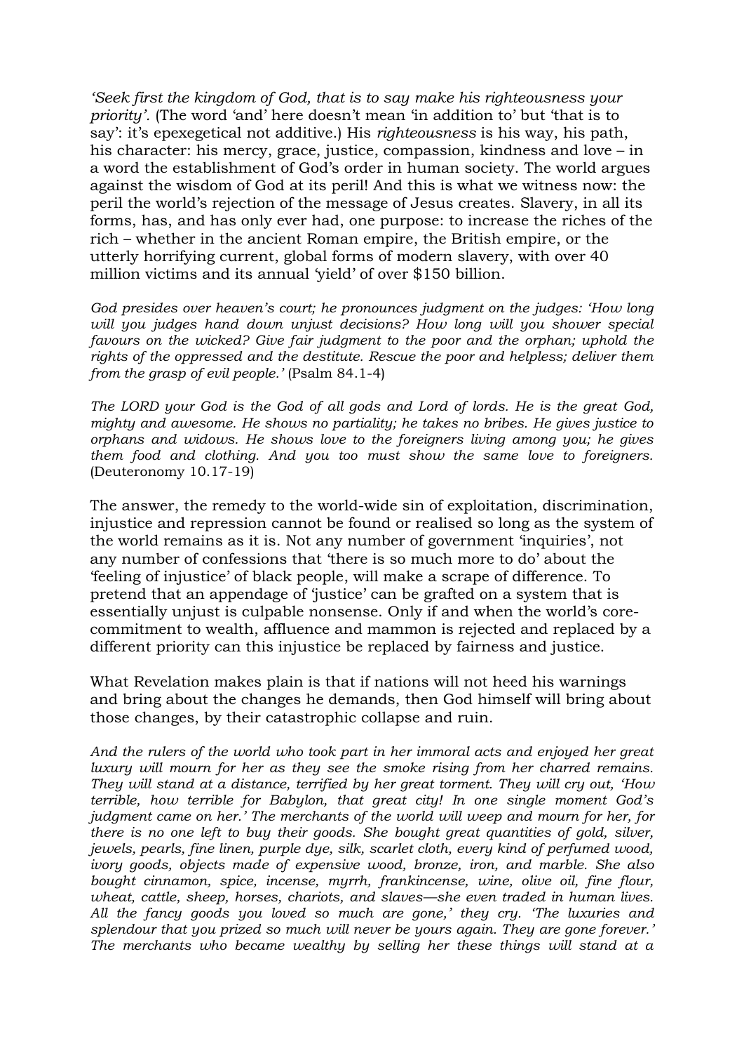*'Seek first the kingdom of God, that is to say make his righteousness your priority'.* (The word 'and' here doesn't mean 'in addition to' but 'that is to say': it's epexegetical not additive.) His *righteousness* is his way, his path, his character: his mercy, grace, justice, compassion, kindness and love – in a word the establishment of God's order in human society. The world argues against the wisdom of God at its peril! And this is what we witness now: the peril the world's rejection of the message of Jesus creates. Slavery, in all its forms, has, and has only ever had, one purpose: to increase the riches of the rich – whether in the ancient Roman empire, the British empire, or the utterly horrifying current, global forms of modern slavery, with over 40 million victims and its annual 'yield' of over $150 billion.

*God presides over heaven's court; he pronounces judgment on the judges: 'How long will you judges hand down unjust decisions? How long will you shower special favours on the wicked? Give fair judgment to the poor and the orphan; uphold the rights of the oppressed and the destitute. Rescue the poor and helpless; deliver them from the grasp of evil people.'* (Psalm 84.1-4)

*The LORD your God is the God of all gods and Lord of lords. He is the great God, mighty and awesome. He shows no partiality; he takes no bribes. He gives justice to orphans and widows. He shows love to the foreigners living among you; he gives them food and clothing. And you too must show the same love to foreigners.* (Deuteronomy 10.17-19)

The answer, the remedy to the world-wide sin of exploitation, discrimination, injustice and repression cannot be found or realised so long as the system of the world remains as it is. Not any number of government 'inquiries', not any number of confessions that 'there is so much more to do' about the 'feeling of injustice' of black people, will make a scrape of difference. To pretend that an appendage of 'justice' can be grafted on a system that is essentially unjust is culpable nonsense. Only if and when the world's core-commitment to wealth, affluence and mammon is rejected and replaced by a different priority can this injustice be replaced by fairness and justice.

What Revelation makes plain is that if nations will not heed his warnings and bring about the changes he demands, then God himself will bring about those changes, by their catastrophic collapse and ruin.

*And the rulers of the world who took part in her immoral acts and enjoyed her great luxury will mourn for her as they see the smoke rising from her charred remains. They will stand at a distance, terrified by her great torment. They will cry out, 'How terrible, how terrible for Babylon, that great city! In one single moment God's judgment came on her.' The merchants of the world will weep and mourn for her, for there is no one left to buy their goods. She bought great quantities of gold, silver, jewels, pearls, fine linen, purple dye, silk, scarlet cloth, every kind of perfumed wood, ivory goods, objects made of expensive wood, bronze, iron, and marble. She also bought cinnamon, spice, incense, myrrh, frankincense, wine, olive oil, fine flour, wheat, cattle, sheep, horses, chariots, and slaves—she even traded in human lives. All the fancy goods you loved so much are gone,' they cry. 'The luxuries and splendour that you prized so much will never be yours again. They are gone forever.' The merchants who became wealthy by selling her these things will stand at a*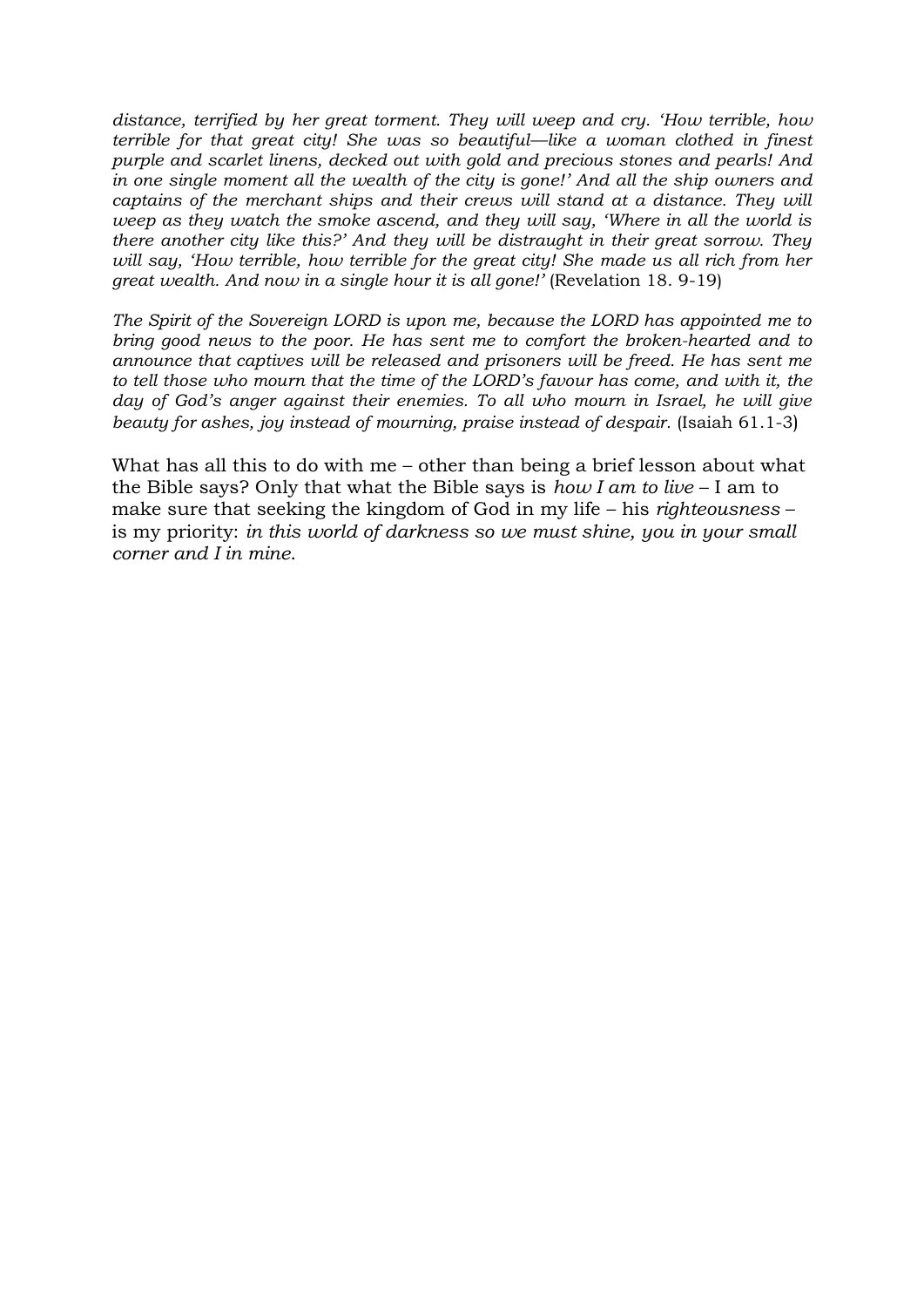*distance, terrified by her great torment. They will weep and cry. 'How terrible, how terrible for that great city! She was so beautiful—like a woman clothed in finest purple and scarlet linens, decked out with gold and precious stones and pearls! And in one single moment all the wealth of the city is gone!' And all the ship owners and captains of the merchant ships and their crews will stand at a distance. They will weep as they watch the smoke ascend, and they will say, 'Where in all the world is there another city like this?' And they will be distraught in their great sorrow. They will say, 'How terrible, how terrible for the great city! She made us all rich from her great wealth. And now in a single hour it is all gone!'* (Revelation 18. 9-19)

*The Spirit of the Sovereign LORD is upon me, because the LORD has appointed me to bring good news to the poor. He has sent me to comfort the broken-hearted and to announce that captives will be released and prisoners will be freed. He has sent me to tell those who mourn that the time of the LORD's favour has come, and with it, the day of God's anger against their enemies. To all who mourn in Israel, he will give beauty for ashes, joy instead of mourning, praise instead of despair.* (Isaiah 61.1-3)

What has all this to do with me – other than being a brief lesson about what the Bible says? Only that what the Bible says is *how I am to live* – I am to make sure that seeking the kingdom of God in my life – his *righteousness* – is my priority: *in this world of darkness so we must shine, you in your small corner and I in mine*.